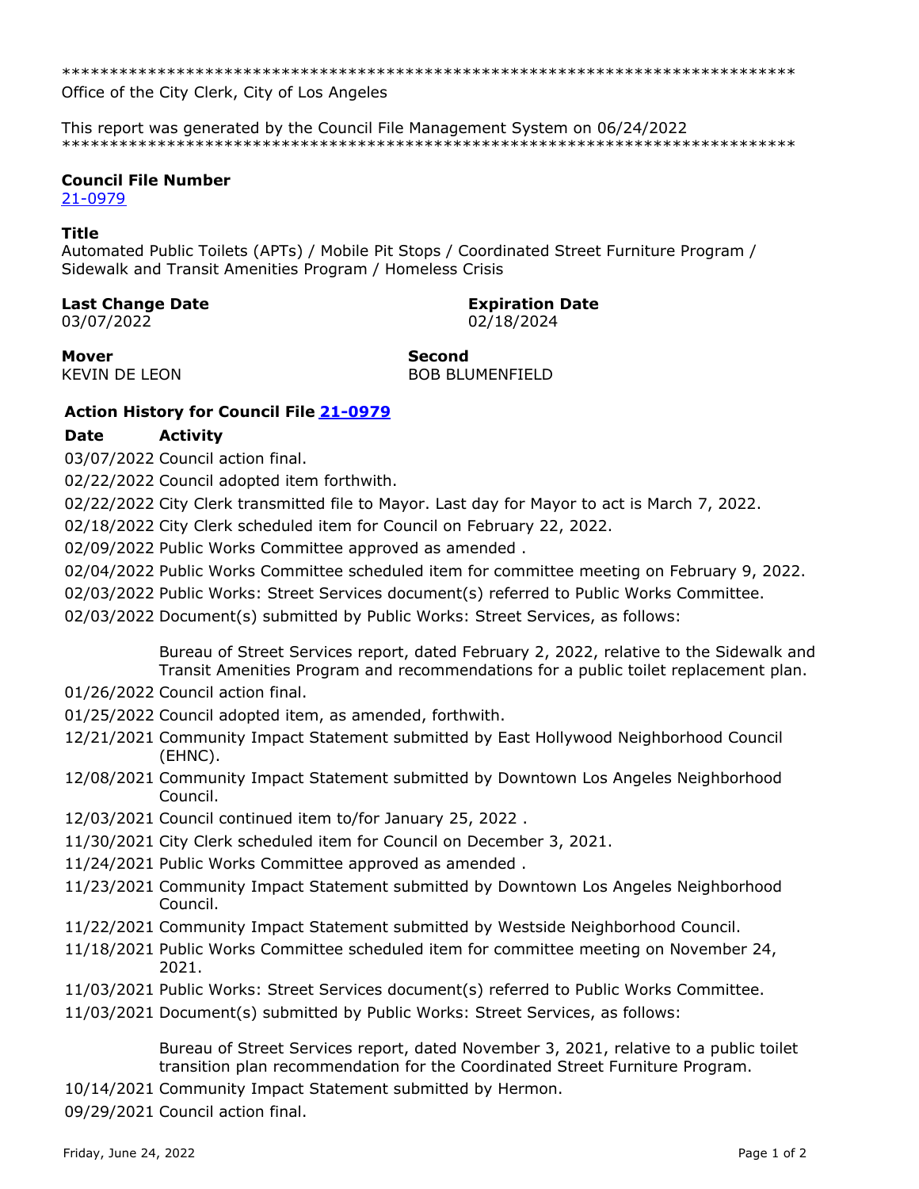******************************************************************************
Office of the City Clerk, City of Los Angeles

This report was generated by the Council File Management System on 06/24/2022
******************************************************************************

**Council File Number**
21-0979

**Title**
Automated Public Toilets (APTs) / Mobile Pit Stops / Coordinated Street Furniture Program / Sidewalk and Transit Amenities Program / Homeless Crisis

**Last Change Date**
03/07/2022

**Expiration Date**
02/18/2024

**Mover**
KEVIN DE LEON

**Second**
BOB BLUMENFIELD

**Action History for Council File 21-0979**

| Date | Activity |
| --- | --- |
| 03/07/2022 | Council action final. |
| 02/22/2022 | Council adopted item forthwith. |
| 02/22/2022 | City Clerk transmitted file to Mayor. Last day for Mayor to act is March 7, 2022. |
| 02/18/2022 | City Clerk scheduled item for Council on February 22, 2022. |
| 02/09/2022 | Public Works Committee approved as amended . |
| 02/04/2022 | Public Works Committee scheduled item for committee meeting on February 9, 2022. |
| 02/03/2022 | Public Works: Street Services document(s) referred to Public Works Committee. |
| 02/03/2022 | Document(s) submitted by Public Works: Street Services, as follows:<br><br>Bureau of Street Services report, dated February 2, 2022, relative to the Sidewalk and Transit Amenities Program and recommendations for a public toilet replacement plan. |
| 01/26/2022 | Council action final. |
| 01/25/2022 | Council adopted item, as amended, forthwith. |
| 12/21/2021 | Community Impact Statement submitted by East Hollywood Neighborhood Council (EHNC). |
| 12/08/2021 | Community Impact Statement submitted by Downtown Los Angeles Neighborhood Council. |
| 12/03/2021 | Council continued item to/for January 25, 2022 . |
| 11/30/2021 | City Clerk scheduled item for Council on December 3, 2021. |
| 11/24/2021 | Public Works Committee approved as amended . |
| 11/23/2021 | Community Impact Statement submitted by Downtown Los Angeles Neighborhood Council. |
| 11/22/2021 | Community Impact Statement submitted by Westside Neighborhood Council. |
| 11/18/2021 | Public Works Committee scheduled item for committee meeting on November 24, 2021. |
| 11/03/2021 | Public Works: Street Services document(s) referred to Public Works Committee. |
| 11/03/2021 | Document(s) submitted by Public Works: Street Services, as follows:<br><br>Bureau of Street Services report, dated November 3, 2021, relative to a public toilet transition plan recommendation for the Coordinated Street Furniture Program. |
| 10/14/2021 | Community Impact Statement submitted by Hermon. |
| 09/29/2021 | Council action final. |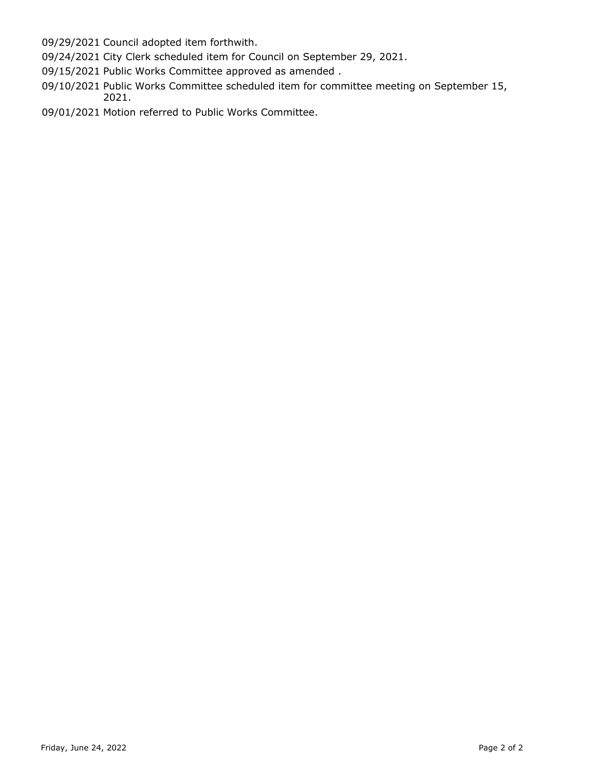09/29/2021 Council adopted item forthwith.

09/24/2021 City Clerk scheduled item for Council on September 29, 2021.

09/15/2021 Public Works Committee approved as amended .

09/10/2021 Public Works Committee scheduled item for committee meeting on September 15, 2021.

09/01/2021 Motion referred to Public Works Committee.